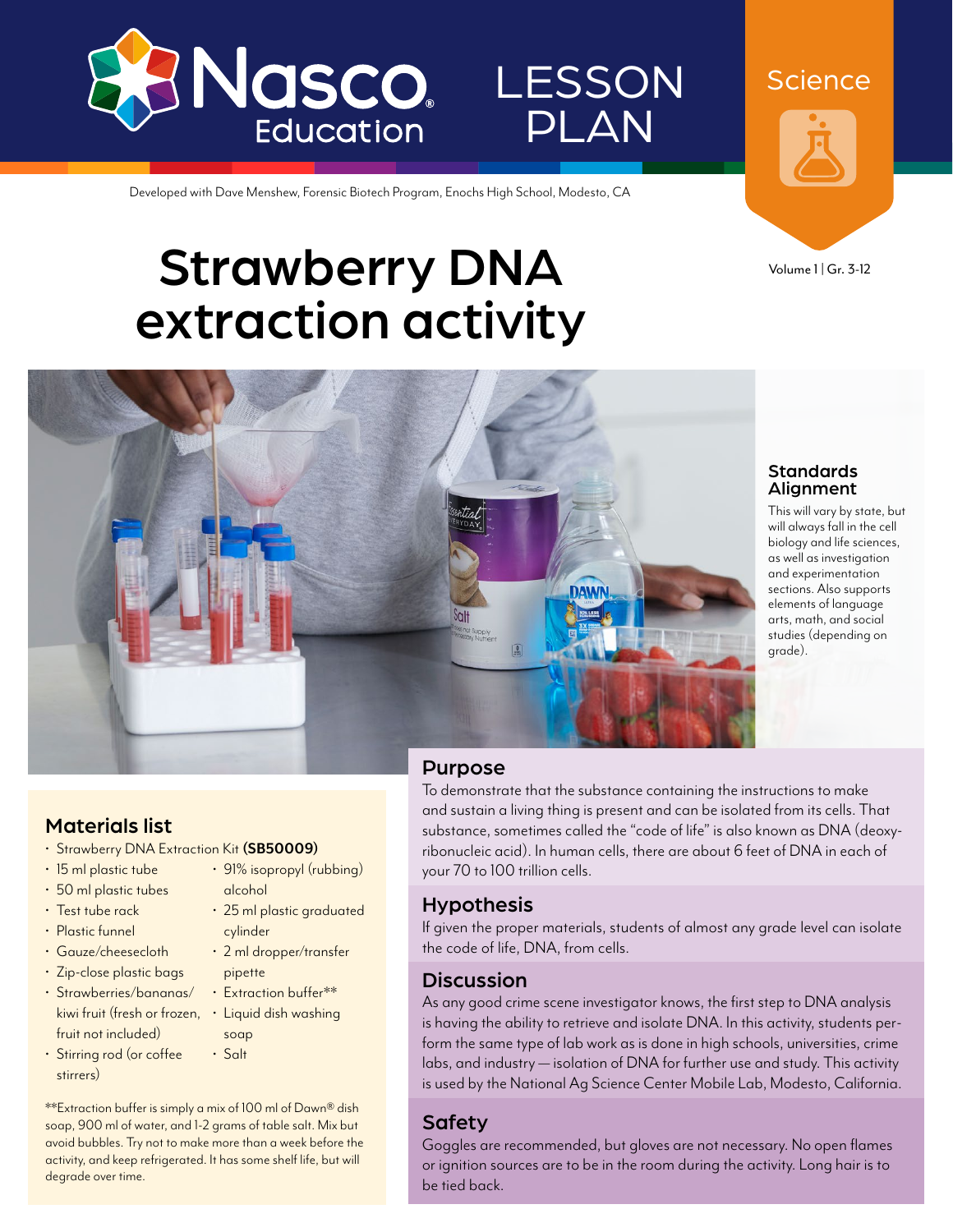Nasco Education

LESSON PLAN

Science

Developed with Dave Menshew, Forensic Biotech Program, Enochs High School, Modesto, CA

Volume 1 | Gr. 3-12

# Strawberry DNA extraction activity

### Standards Alignment

This will vary by state, but will always fall in the cell biology and life sciences, as well as investigation and experimentation sections. Also supports elements of language arts, math, and social studies (depending on grade).

## Purpose

To demonstrate that the substance containing the instructions to make and sustain a living thing is present and can be isolated from its cells. That substance, sometimes called the "code of life" is also known as DNA (deoxy­ribonucleic acid). In human cells, there are about 6 feet of DNA in each of your 70 to 100 trillion cells.

## Hypothesis

If given the proper materials, students of almost any grade level can isolate the code of life, DNA, from cells.

## Discussion

As any good crime scene investigator knows, the first step to DNA analysis is having the ability to retrieve and isolate DNA. In this activity, students perform the same type of lab work as is done in high schools, universities, crime labs, and industry — isolation of DNA for further use and study. This activity is used by the National Ag Science Center Mobile Lab, Modesto, California.

## Safety

Goggles are recommended, but gloves are not necessary. No open flames or ignition sources are to be in the room during the activity. Long hair is to be tied back.

## Materials list

- Strawberry DNA Extraction Kit **(SB50009)**
- 15 ml plastic tube
- 50 ml plastic tubes
- Test tube rack
- Plastic funnel
- Gauze/cheesecloth
- Zip-close plastic bags
- Strawberries/bananas/kiwi fruit (fresh or frozen, fruit not included)
- Stirring rod (or coffee stirrers)
- 91% isopropyl (rubbing) alcohol
- 25 ml plastic graduated cylinder
- 2 ml dropper/transfer pipette
- Extraction buffer**
- Liquid dish washing soap
- Salt

**Extraction buffer is simply a mix of 100 ml of Dawn® dish soap, 900 ml of water, and 1-2 grams of table salt. Mix but avoid bubbles. Try not to make more than a week before the activity, and keep refrigerated. It has some shelf life, but will degrade over time.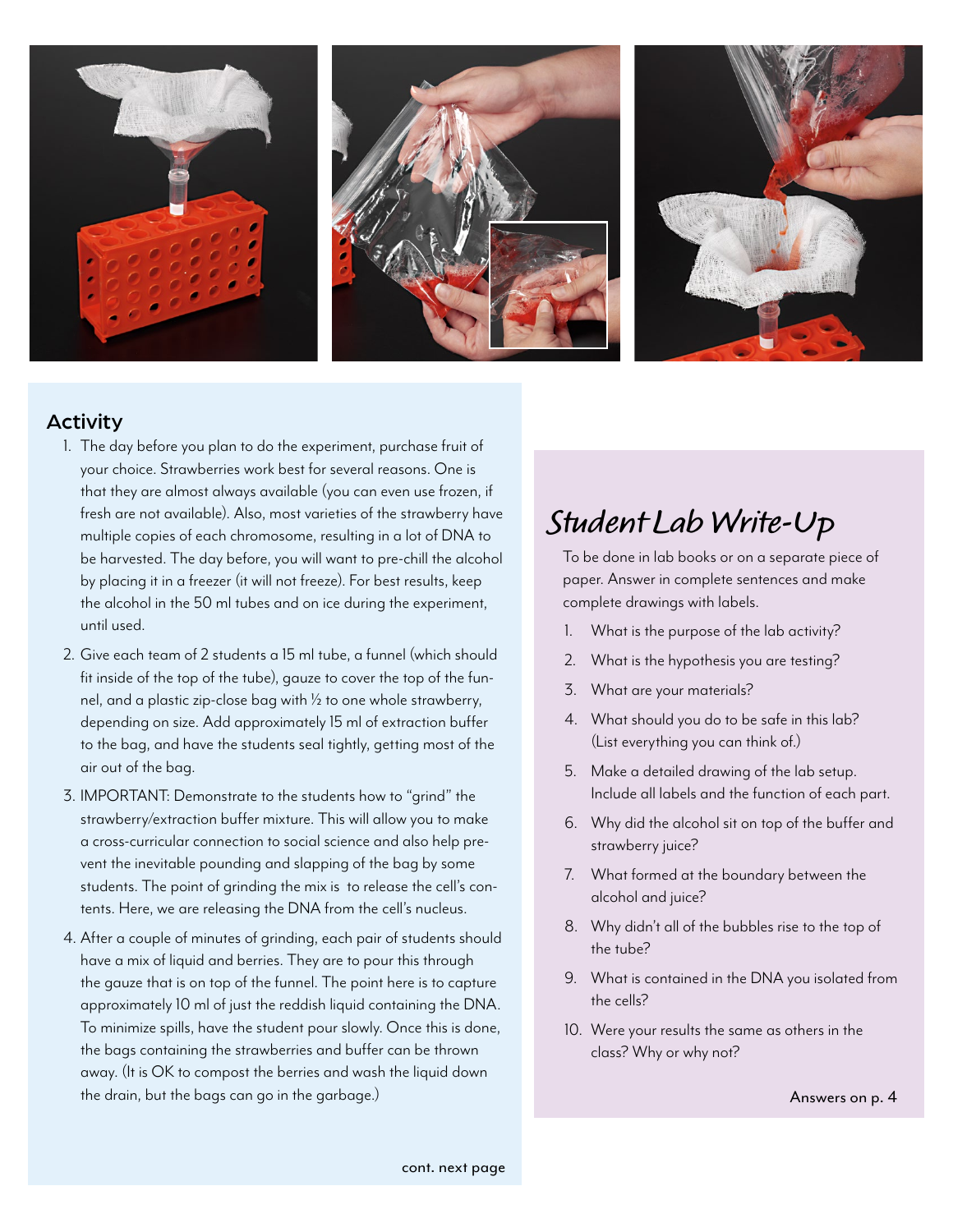## Activity

1. The day before you plan to do the experiment, purchase fruit of your choice. Strawberries work best for several reasons. One is that they are almost always available (you can even use frozen, if fresh are not available). Also, most varieties of the strawberry have multiple copies of each chromosome, resulting in a lot of DNA to be harvested. The day before, you will want to pre-chill the alcohol by placing it in a freezer (it will not freeze). For best results, keep the alcohol in the 50 ml tubes and on ice during the experiment, until used.
2. Give each team of 2 students a 15 ml tube, a funnel (which should fit inside of the top of the tube), gauze to cover the top of the funnel, and a plastic zip-close bag with ½ to one whole strawberry, depending on size. Add approximately 15 ml of extraction buffer to the bag, and have the students seal tightly, getting most of the air out of the bag.
3. IMPORTANT: Demonstrate to the students how to "grind" the strawberry/extraction buffer mixture. This will allow you to make a cross-curricular connection to social science and also help prevent the inevitable pounding and slapping of the bag by some students. The point of grinding the mix is to release the cell's contents. Here, we are releasing the DNA from the cell's nucleus.
4. After a couple of minutes of grinding, each pair of students should have a mix of liquid and berries. They are to pour this through the gauze that is on top of the funnel. The point here is to capture approximately 10 ml of just the reddish liquid containing the DNA. To minimize spills, have the student pour slowly. Once this is done, the bags containing the strawberries and buffer can be thrown away. (It is OK to compost the berries and wash the liquid down the drain, but the bags can go in the garbage.)

cont. next page

## *Student Lab Write-Up*

To be done in lab books or on a separate piece of paper. Answer in complete sentences and make complete drawings with labels.

1. What is the purpose of the lab activity?
2. What is the hypothesis you are testing?
3. What are your materials?
4. What should you do to be safe in this lab? (List everything you can think of.)
5. Make a detailed drawing of the lab setup. Include all labels and the function of each part.
6. Why did the alcohol sit on top of the buffer and strawberry juice?
7. What formed at the boundary between the alcohol and juice?
8. Why didn't all of the bubbles rise to the top of the tube?
9. What is contained in the DNA you isolated from the cells?
10. Were your results the same as others in the class? Why or why not?

Answers on p. 4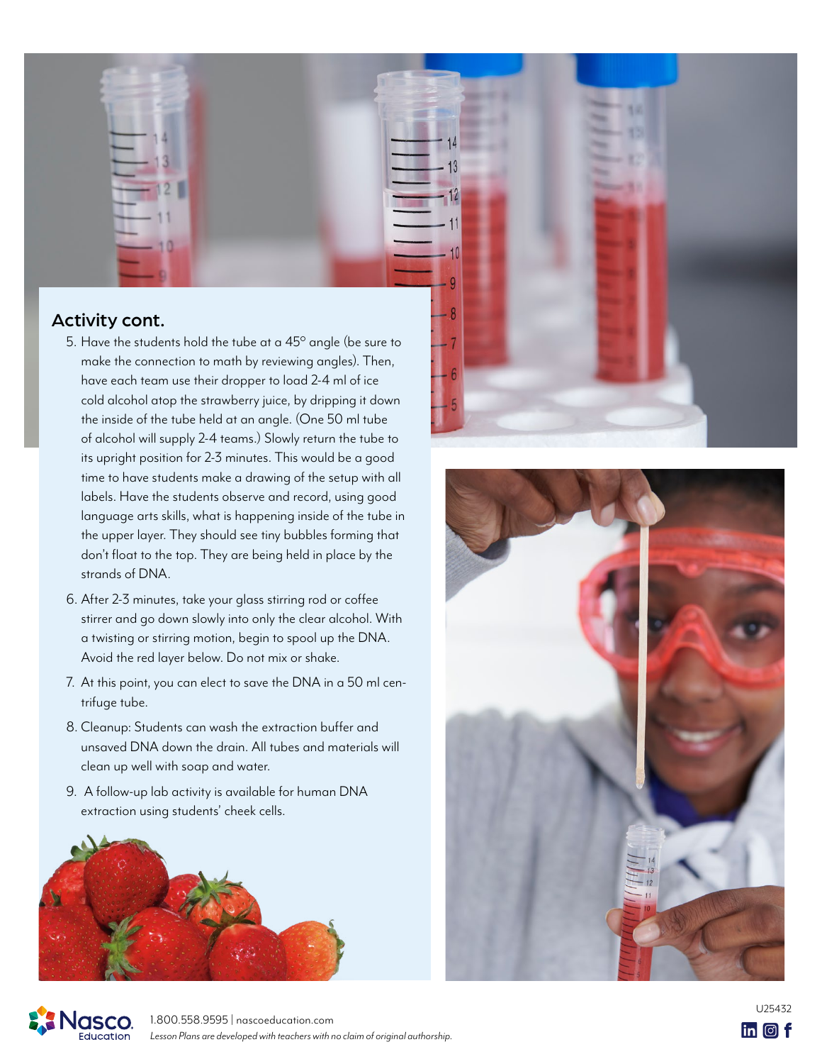## Activity cont.

5. Have the students hold the tube at a 45° angle (be sure to make the connection to math by reviewing angles). Then, have each team use their dropper to load 2-4 ml of ice cold alcohol atop the strawberry juice, by dripping it down the inside of the tube held at an angle. (One 50 ml tube of alcohol will supply 2-4 teams.) Slowly return the tube to its upright position for 2-3 minutes. This would be a good time to have students make a drawing of the setup with all labels. Have the students observe and record, using good language arts skills, what is happening inside of the tube in the upper layer. They should see tiny bubbles forming that don't float to the top. They are being held in place by the strands of DNA.
6. After 2-3 minutes, take your glass stirring rod or coffee stirrer and go down slowly into only the clear alcohol. With a twisting or stirring motion, begin to spool up the DNA. Avoid the red layer below. Do not mix or shake.
7. At this point, you can elect to save the DNA in a 50 ml centrifuge tube.
8. Cleanup: Students can wash the extraction buffer and unsaved DNA down the drain. All tubes and materials will clean up well with soap and water.
9. A follow-up lab activity is available for human DNA extraction using students' cheek cells.

1.800.558.9595 | nascoeducation.com

*Lesson Plans are developed with teachers with no claim of original authorship.*

U25432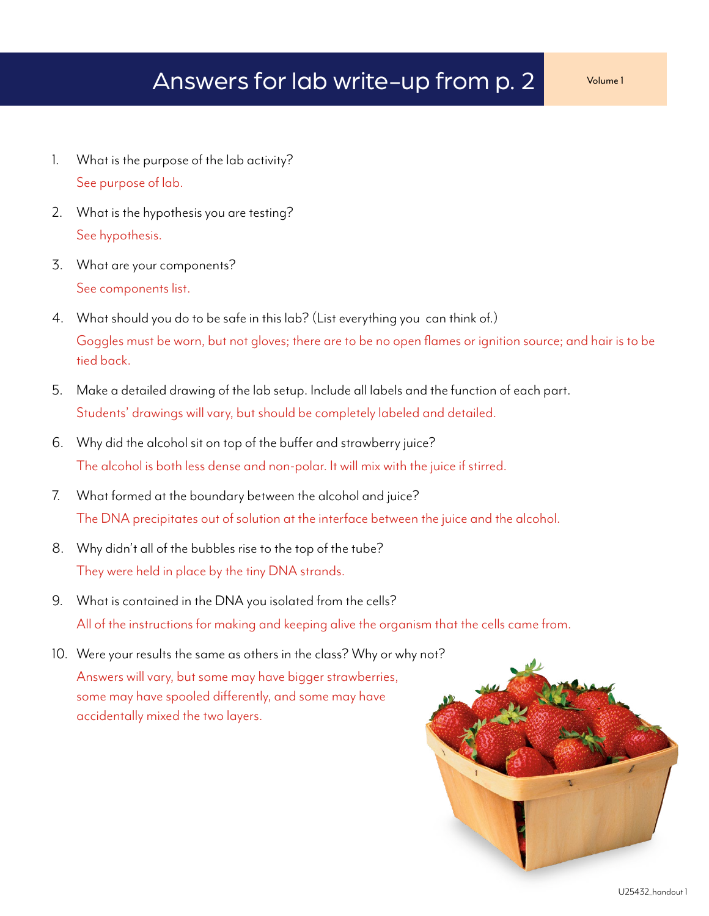# Answers for lab write-up from p. 2

1. What is the purpose of the lab activity?

   See purpose of lab.

2. What is the hypothesis you are testing?

   See hypothesis.

3. What are your components?

   See components list.

4. What should you do to be safe in this lab? (List everything you can think of.)

   Goggles must be worn, but not gloves; there are to be no open flames or ignition source; and hair is to be tied back.

5. Make a detailed drawing of the lab setup. Include all labels and the function of each part.

   Students' drawings will vary, but should be completely labeled and detailed.

6. Why did the alcohol sit on top of the buffer and strawberry juice?

   The alcohol is both less dense and non-polar. It will mix with the juice if stirred.

7. What formed at the boundary between the alcohol and juice?

   The DNA precipitates out of solution at the interface between the juice and the alcohol.

8. Why didn't all of the bubbles rise to the top of the tube?

   They were held in place by the tiny DNA strands.

9. What is contained in the DNA you isolated from the cells?

   All of the instructions for making and keeping alive the organism that the cells came from.

10. Were your results the same as others in the class? Why or why not?

    Answers will vary, but some may have bigger strawberries, some may have spooled differently, and some may have accidentally mixed the two layers.